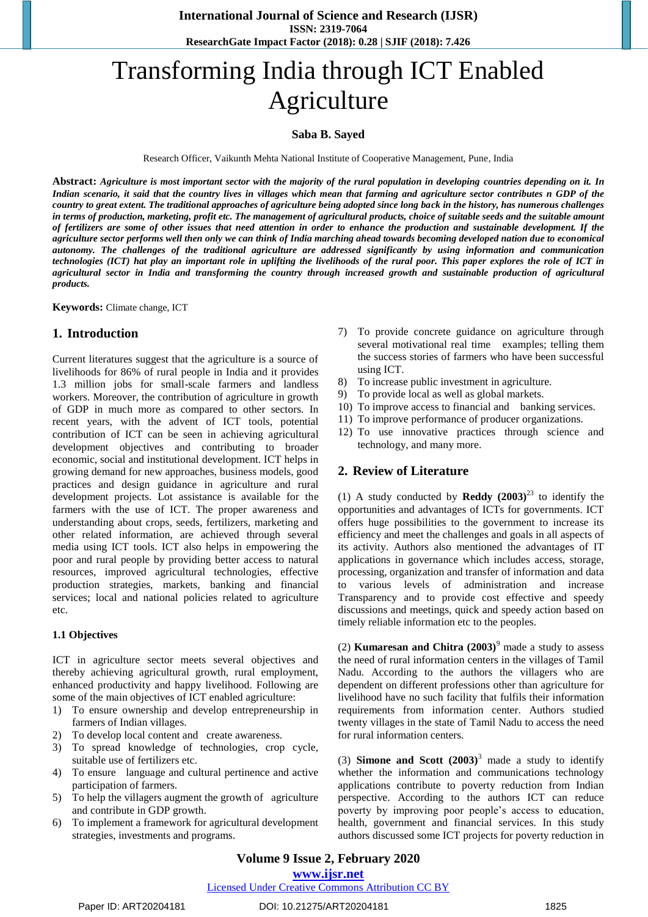# Transforming India through ICT Enabled Agriculture

**Saba B. Sayed**

Research Officer, Vaikunth Mehta National Institute of Cooperative Management, Pune, India

**Abstract:** ***Agriculture is most important sector with the majority of the rural population in developing countries depending on it. In Indian scenario, it said that the country lives in villages which mean that farming and agriculture sector contributes n GDP of the country to great extent. The traditional approaches of agriculture being adopted since long back in the history, has numerous challenges in terms of production, marketing, profit etc. The management of agricultural products, choice of suitable seeds and the suitable amount of fertilizers are some of other issues that need attention in order to enhance the production and sustainable development. If the agriculture sector performs well then only we can think of India marching ahead towards becoming developed nation due to economical autonomy. The challenges of the traditional agriculture are addressed significantly by using information and communication technologies (ICT) hat play an important role in uplifting the livelihoods of the rural poor. This paper explores the role of ICT in agricultural sector in India and transforming the country through increased growth and sustainable production of agricultural products.***

**Keywords:** Climate change, ICT

## 1. Introduction

Current literatures suggest that the agriculture is a source of livelihoods for 86% of rural people in India and it provides 1.3 million jobs for small-scale farmers and landless workers. Moreover, the contribution of agriculture in growth of GDP in much more as compared to other sectors. In recent years, with the advent of ICT tools, potential contribution of ICT can be seen in achieving agricultural development objectives and contributing to broader economic, social and institutional development. ICT helps in growing demand for new approaches, business models, good practices and design guidance in agriculture and rural development projects. Lot assistance is available for the farmers with the use of ICT. The proper awareness and understanding about crops, seeds, fertilizers, marketing and other related information, are achieved through several media using ICT tools. ICT also helps in empowering the poor and rural people by providing better access to natural resources, improved agricultural technologies, effective production strategies, markets, banking and financial services; local and national policies related to agriculture etc.

### 1.1 Objectives

ICT in agriculture sector meets several objectives and thereby achieving agricultural growth, rural employment, enhanced productivity and happy livelihood. Following are some of the main objectives of ICT enabled agriculture:

1) To ensure ownership and develop entrepreneurship in farmers of Indian villages.
2) To develop local content and create awareness.
3) To spread knowledge of technologies, crop cycle, suitable use of fertilizers etc.
4) To ensure language and cultural pertinence and active participation of farmers.
5) To help the villagers augment the growth of agriculture and contribute in GDP growth.
6) To implement a framework for agricultural development strategies, investments and programs.
7) To provide concrete guidance on agriculture through several motivational real time examples; telling them the success stories of farmers who have been successful using ICT.
8) To increase public investment in agriculture.
9) To provide local as well as global markets.
10) To improve access to financial and banking services.
11) To improve performance of producer organizations.
12) To use innovative practices through science and technology, and many more.

## 2. Review of Literature

(1) A study conducted by **Reddy (2003)**[23] to identify the opportunities and advantages of ICTs for governments. ICT offers huge possibilities to the government to increase its efficiency and meet the challenges and goals in all aspects of its activity. Authors also mentioned the advantages of IT applications in governance which includes access, storage, processing, organization and transfer of information and data to various levels of administration and increase Transparency and to provide cost effective and speedy discussions and meetings, quick and speedy action based on timely reliable information etc to the peoples.

(2) **Kumaresan and Chitra (2003)**[9] made a study to assess the need of rural information centers in the villages of Tamil Nadu. According to the authors the villagers who are dependent on different professions other than agriculture for livelihood have no such facility that fulfils their information requirements from information center. Authors studied twenty villages in the state of Tamil Nadu to access the need for rural information centers.

(3) **Simone and Scott (2003)**[3] made a study to identify whether the information and communications technology applications contribute to poverty reduction from Indian perspective. According to the authors ICT can reduce poverty by improving poor people's access to education, health, government and financial services. In this study authors discussed some ICT projects for poverty reduction in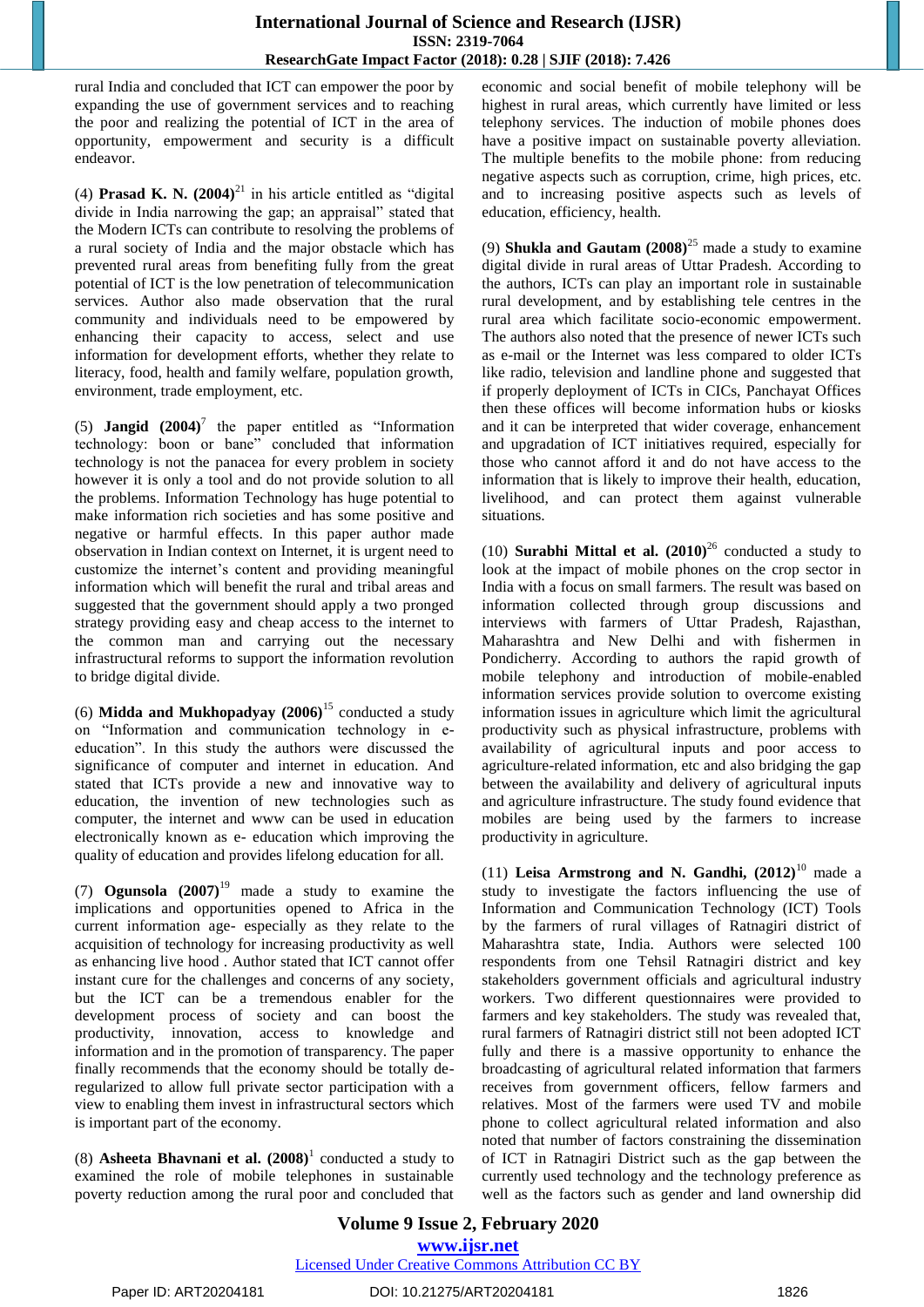rural India and concluded that ICT can empower the poor by expanding the use of government services and to reaching the poor and realizing the potential of ICT in the area of opportunity, empowerment and security is a difficult endeavor.

(4) **Prasad K. N. (2004)**[21] in his article entitled as "digital divide in India narrowing the gap; an appraisal" stated that the Modern ICTs can contribute to resolving the problems of a rural society of India and the major obstacle which has prevented rural areas from benefiting fully from the great potential of ICT is the low penetration of telecommunication services. Author also made observation that the rural community and individuals need to be empowered by enhancing their capacity to access, select and use information for development efforts, whether they relate to literacy, food, health and family welfare, population growth, environment, trade employment, etc.

(5) **Jangid (2004)**[7] the paper entitled as "Information technology: boon or bane" concluded that information technology is not the panacea for every problem in society however it is only a tool and do not provide solution to all the problems. Information Technology has huge potential to make information rich societies and has some positive and negative or harmful effects. In this paper author made observation in Indian context on Internet, it is urgent need to customize the internet's content and providing meaningful information which will benefit the rural and tribal areas and suggested that the government should apply a two pronged strategy providing easy and cheap access to the internet to the common man and carrying out the necessary infrastructural reforms to support the information revolution to bridge digital divide.

(6) **Midda and Mukhopadyay (2006)**[15] conducted a study on "Information and communication technology in e-education". In this study the authors were discussed the significance of computer and internet in education. And stated that ICTs provide a new and innovative way to education, the invention of new technologies such as computer, the internet and www can be used in education electronically known as e- education which improving the quality of education and provides lifelong education for all.

(7) **Ogunsola (2007)**[19] made a study to examine the implications and opportunities opened to Africa in the current information age- especially as they relate to the acquisition of technology for increasing productivity as well as enhancing live hood . Author stated that ICT cannot offer instant cure for the challenges and concerns of any society, but the ICT can be a tremendous enabler for the development process of society and can boost the productivity, innovation, access to knowledge and information and in the promotion of transparency. The paper finally recommends that the economy should be totally de-regularized to allow full private sector participation with a view to enabling them invest in infrastructural sectors which is important part of the economy.

(8) **Asheeta Bhavnani et al. (2008)**[1] conducted a study to examined the role of mobile telephones in sustainable poverty reduction among the rural poor and concluded that economic and social benefit of mobile telephony will be highest in rural areas, which currently have limited or less telephony services. The induction of mobile phones does have a positive impact on sustainable poverty alleviation. The multiple benefits to the mobile phone: from reducing negative aspects such as corruption, crime, high prices, etc. and to increasing positive aspects such as levels of education, efficiency, health.

(9) **Shukla and Gautam (2008)**[25] made a study to examine digital divide in rural areas of Uttar Pradesh. According to the authors, ICTs can play an important role in sustainable rural development, and by establishing tele centres in the rural area which facilitate socio-economic empowerment. The authors also noted that the presence of newer ICTs such as e-mail or the Internet was less compared to older ICTs like radio, television and landline phone and suggested that if properly deployment of ICTs in CICs, Panchayat Offices then these offices will become information hubs or kiosks and it can be interpreted that wider coverage, enhancement and upgradation of ICT initiatives required, especially for those who cannot afford it and do not have access to the information that is likely to improve their health, education, livelihood, and can protect them against vulnerable situations.

(10) **Surabhi Mittal et al. (2010)**[26] conducted a study to look at the impact of mobile phones on the crop sector in India with a focus on small farmers. The result was based on information collected through group discussions and interviews with farmers of Uttar Pradesh, Rajasthan, Maharashtra and New Delhi and with fishermen in Pondicherry. According to authors the rapid growth of mobile telephony and introduction of mobile-enabled information services provide solution to overcome existing information issues in agriculture which limit the agricultural productivity such as physical infrastructure, problems with availability of agricultural inputs and poor access to agriculture-related information, etc and also bridging the gap between the availability and delivery of agricultural inputs and agriculture infrastructure. The study found evidence that mobiles are being used by the farmers to increase productivity in agriculture.

(11) **Leisa Armstrong and N. Gandhi, (2012)**[10] made a study to investigate the factors influencing the use of Information and Communication Technology (ICT) Tools by the farmers of rural villages of Ratnagiri district of Maharashtra state, India. Authors were selected 100 respondents from one Tehsil Ratnagiri district and key stakeholders government officials and agricultural industry workers. Two different questionnaires were provided to farmers and key stakeholders. The study was revealed that, rural farmers of Ratnagiri district still not been adopted ICT fully and there is a massive opportunity to enhance the broadcasting of agricultural related information that farmers receives from government officers, fellow farmers and relatives. Most of the farmers were used TV and mobile phone to collect agricultural related information and also noted that number of factors constraining the dissemination of ICT in Ratnagiri District such as the gap between the currently used technology and the technology preference as well as the factors such as gender and land ownership did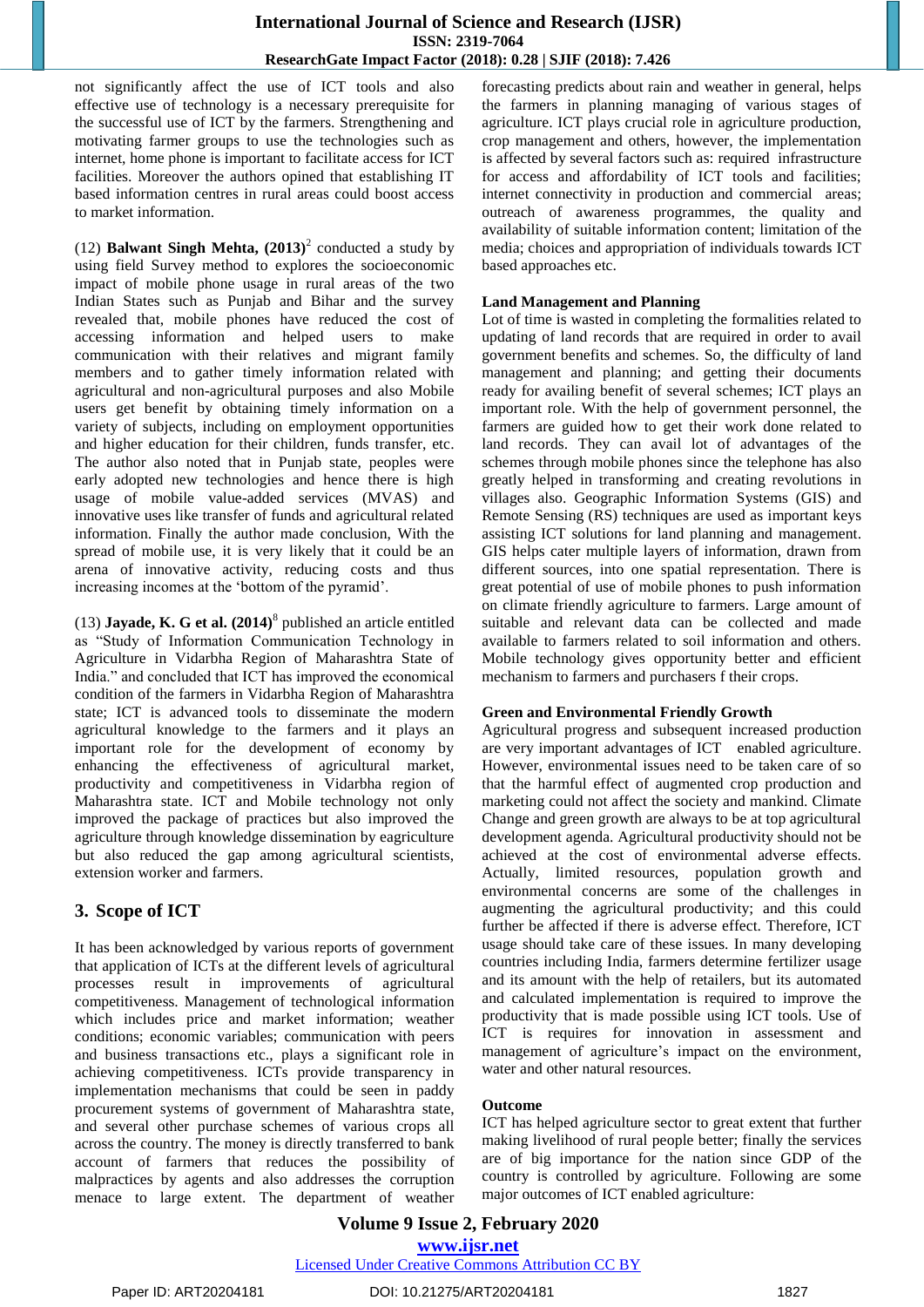not significantly affect the use of ICT tools and also effective use of technology is a necessary prerequisite for the successful use of ICT by the farmers. Strengthening and motivating farmer groups to use the technologies such as internet, home phone is important to facilitate access for ICT facilities. Moreover the authors opined that establishing IT based information centres in rural areas could boost access to market information.

(12) **Balwant Singh Mehta, (2013)**[2] conducted a study by using field Survey method to explores the socioeconomic impact of mobile phone usage in rural areas of the two Indian States such as Punjab and Bihar and the survey revealed that, mobile phones have reduced the cost of accessing information and helped users to make communication with their relatives and migrant family members and to gather timely information related with agricultural and non-agricultural purposes and also Mobile users get benefit by obtaining timely information on a variety of subjects, including on employment opportunities and higher education for their children, funds transfer, etc. The author also noted that in Punjab state, peoples were early adopted new technologies and hence there is high usage of mobile value-added services (MVAS) and innovative uses like transfer of funds and agricultural related information. Finally the author made conclusion, With the spread of mobile use, it is very likely that it could be an arena of innovative activity, reducing costs and thus increasing incomes at the 'bottom of the pyramid'.

(13) **Jayade, K. G et al. (2014)**[8] published an article entitled as "Study of Information Communication Technology in Agriculture in Vidarbha Region of Maharashtra State of India." and concluded that ICT has improved the economical condition of the farmers in Vidarbha Region of Maharashtra state; ICT is advanced tools to disseminate the modern agricultural knowledge to the farmers and it plays an important role for the development of economy by enhancing the effectiveness of agricultural market, productivity and competitiveness in Vidarbha region of Maharashtra state. ICT and Mobile technology not only improved the package of practices but also improved the agriculture through knowledge dissemination by eagriculture but also reduced the gap among agricultural scientists, extension worker and farmers.

## 3. Scope of ICT

It has been acknowledged by various reports of government that application of ICTs at the different levels of agricultural processes result in improvements of agricultural competitiveness. Management of technological information which includes price and market information; weather conditions; economic variables; communication with peers and business transactions etc., plays a significant role in achieving competitiveness. ICTs provide transparency in implementation mechanisms that could be seen in paddy procurement systems of government of Maharashtra state, and several other purchase schemes of various crops all across the country. The money is directly transferred to bank account of farmers that reduces the possibility of malpractices by agents and also addresses the corruption menace to large extent. The department of weather forecasting predicts about rain and weather in general, helps the farmers in planning managing of various stages of agriculture. ICT plays crucial role in agriculture production, crop management and others, however, the implementation is affected by several factors such as: required infrastructure for access and affordability of ICT tools and facilities; internet connectivity in production and commercial areas; outreach of awareness programmes, the quality and availability of suitable information content; limitation of the media; choices and appropriation of individuals towards ICT based approaches etc.

**Land Management and Planning**

Lot of time is wasted in completing the formalities related to updating of land records that are required in order to avail government benefits and schemes. So, the difficulty of land management and planning; and getting their documents ready for availing benefit of several schemes; ICT plays an important role. With the help of government personnel, the farmers are guided how to get their work done related to land records. They can avail lot of advantages of the schemes through mobile phones since the telephone has also greatly helped in transforming and creating revolutions in villages also. Geographic Information Systems (GIS) and Remote Sensing (RS) techniques are used as important keys assisting ICT solutions for land planning and management. GIS helps cater multiple layers of information, drawn from different sources, into one spatial representation. There is great potential of use of mobile phones to push information on climate friendly agriculture to farmers. Large amount of suitable and relevant data can be collected and made available to farmers related to soil information and others. Mobile technology gives opportunity better and efficient mechanism to farmers and purchasers f their crops.

**Green and Environmental Friendly Growth**

Agricultural progress and subsequent increased production are very important advantages of ICT enabled agriculture. However, environmental issues need to be taken care of so that the harmful effect of augmented crop production and marketing could not affect the society and mankind. Climate Change and green growth are always to be at top agricultural development agenda. Agricultural productivity should not be achieved at the cost of environmental adverse effects. Actually, limited resources, population growth and environmental concerns are some of the challenges in augmenting the agricultural productivity; and this could further be affected if there is adverse effect. Therefore, ICT usage should take care of these issues. In many developing countries including India, farmers determine fertilizer usage and its amount with the help of retailers, but its automated and calculated implementation is required to improve the productivity that is made possible using ICT tools. Use of ICT is requires for innovation in assessment and management of agriculture's impact on the environment, water and other natural resources.

**Outcome**

ICT has helped agriculture sector to great extent that further making livelihood of rural people better; finally the services are of big importance for the nation since GDP of the country is controlled by agriculture. Following are some major outcomes of ICT enabled agriculture: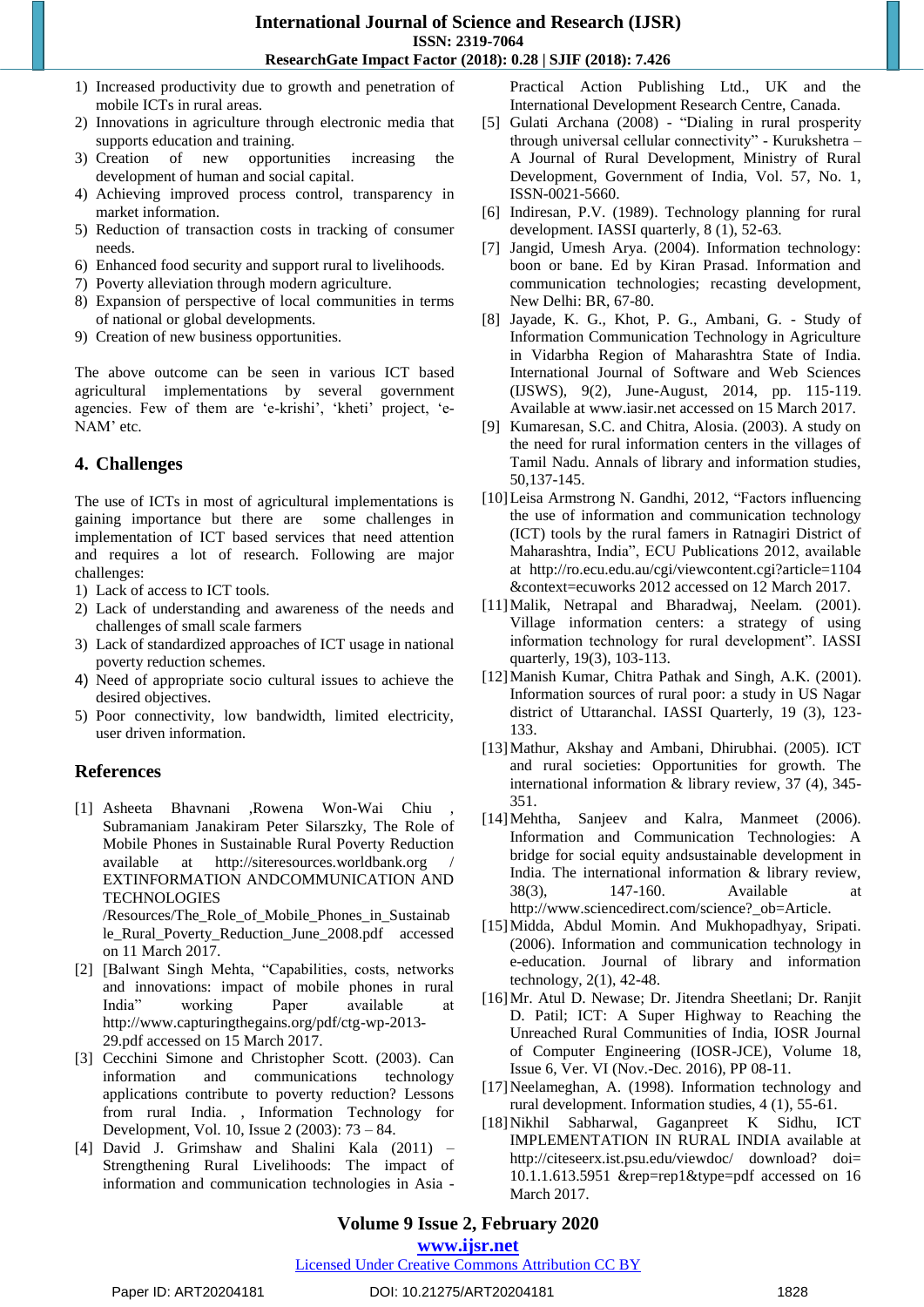1) Increased productivity due to growth and penetration of mobile ICTs in rural areas.
2) Innovations in agriculture through electronic media that supports education and training.
3) Creation of new opportunities increasing the development of human and social capital.
4) Achieving improved process control, transparency in market information.
5) Reduction of transaction costs in tracking of consumer needs.
6) Enhanced food security and support rural to livelihoods.
7) Poverty alleviation through modern agriculture.
8) Expansion of perspective of local communities in terms of national or global developments.
9) Creation of new business opportunities.

The above outcome can be seen in various ICT based agricultural implementations by several government agencies. Few of them are 'e-krishi', 'kheti' project, 'e-NAM' etc.

## 4. Challenges

The use of ICTs in most of agricultural implementations is gaining importance but there are some challenges in implementation of ICT based services that need attention and requires a lot of research. Following are major challenges:

1) Lack of access to ICT tools.
2) Lack of understanding and awareness of the needs and challenges of small scale farmers
3) Lack of standardized approaches of ICT usage in national poverty reduction schemes.
4) Need of appropriate socio cultural issues to achieve the desired objectives.
5) Poor connectivity, low bandwidth, limited electricity, user driven information.

## References

[1] Asheeta Bhavnani ,Rowena Won-Wai Chiu , Subramaniam Janakiram Peter Silarszky, The Role of Mobile Phones in Sustainable Rural Poverty Reduction available at http://siteresources.worldbank.org / EXTINFORMATION ANDCOMMUNICATION AND TECHNOLOGIES /Resources/The_Role_of_Mobile_Phones_in_Sustainable_Rural_Poverty_Reduction_June_2008.pdf accessed on 11 March 2017.

[2] [Balwant Singh Mehta, "Capabilities, costs, networks and innovations: impact of mobile phones in rural India" working Paper available at http://www.capturingthegains.org/pdf/ctg-wp-2013-29.pdf accessed on 15 March 2017.

[3] Cecchini Simone and Christopher Scott. (2003). Can information and communications technology applications contribute to poverty reduction? Lessons from rural India. , Information Technology for Development, Vol. 10, Issue 2 (2003): 73 – 84.

[4] David J. Grimshaw and Shalini Kala (2011) – Strengthening Rural Livelihoods: The impact of information and communication technologies in Asia - Practical Action Publishing Ltd., UK and the International Development Research Centre, Canada.

[5] Gulati Archana (2008) - "Dialing in rural prosperity through universal cellular connectivity" - Kurukshetra – A Journal of Rural Development, Ministry of Rural Development, Government of India, Vol. 57, No. 1, ISSN-0021-5660.

[6] Indiresan, P.V. (1989). Technology planning for rural development. IASSI quarterly, 8 (1), 52-63.

[7] Jangid, Umesh Arya. (2004). Information technology: boon or bane. Ed by Kiran Prasad. Information and communication technologies; recasting development, New Delhi: BR, 67-80.

[8] Jayade, K. G., Khot, P. G., Ambani, G. - Study of Information Communication Technology in Agriculture in Vidarbha Region of Maharashtra State of India. International Journal of Software and Web Sciences (IJSWS), 9(2), June-August, 2014, pp. 115-119. Available at www.iasir.net accessed on 15 March 2017.

[9] Kumaresan, S.C. and Chitra, Alosia. (2003). A study on the need for rural information centers in the villages of Tamil Nadu. Annals of library and information studies, 50,137-145.

[10] Leisa Armstrong N. Gandhi, 2012, "Factors influencing the use of information and communication technology (ICT) tools by the rural famers in Ratnagiri District of Maharashtra, India", ECU Publications 2012, available at http://ro.ecu.edu.au/cgi/viewcontent.cgi?article=1104&context=ecuworks 2012 accessed on 12 March 2017.

[11] Malik, Netrapal and Bharadwaj, Neelam. (2001). Village information centers: a strategy of using information technology for rural development". IASSI quarterly, 19(3), 103-113.

[12] Manish Kumar, Chitra Pathak and Singh, A.K. (2001). Information sources of rural poor: a study in US Nagar district of Uttaranchal. IASSI Quarterly, 19 (3), 123-133.

[13] Mathur, Akshay and Ambani, Dhirubhai. (2005). ICT and rural societies: Opportunities for growth. The international information & library review, 37 (4), 345-351.

[14] Mehtha, Sanjeev and Kalra, Manmeet (2006). Information and Communication Technologies: A bridge for social equity andsustainable development in India. The international information & library review, 38(3), 147-160. Available at http://www.sciencedirect.com/science?_ob=Article.

[15] Midda, Abdul Momin. And Mukhopadhyay, Sripati. (2006). Information and communication technology in e-education. Journal of library and information technology, 2(1), 42-48.

[16] Mr. Atul D. Newase; Dr. Jitendra Sheetlani; Dr. Ranjit D. Patil; ICT: A Super Highway to Reaching the Unreached Rural Communities of India, IOSR Journal of Computer Engineering (IOSR-JCE), Volume 18, Issue 6, Ver. VI (Nov.-Dec. 2016), PP 08-11.

[17] Neelameghan, A. (1998). Information technology and rural development. Information studies, 4 (1), 55-61.

[18] Nikhil Sabharwal, Gaganpreet K Sidhu, ICT IMPLEMENTATION IN RURAL INDIA available at http://citeseerx.ist.psu.edu/viewdoc/ download? doi= 10.1.1.613.5951 &rep=rep1&type=pdf accessed on 16 March 2017.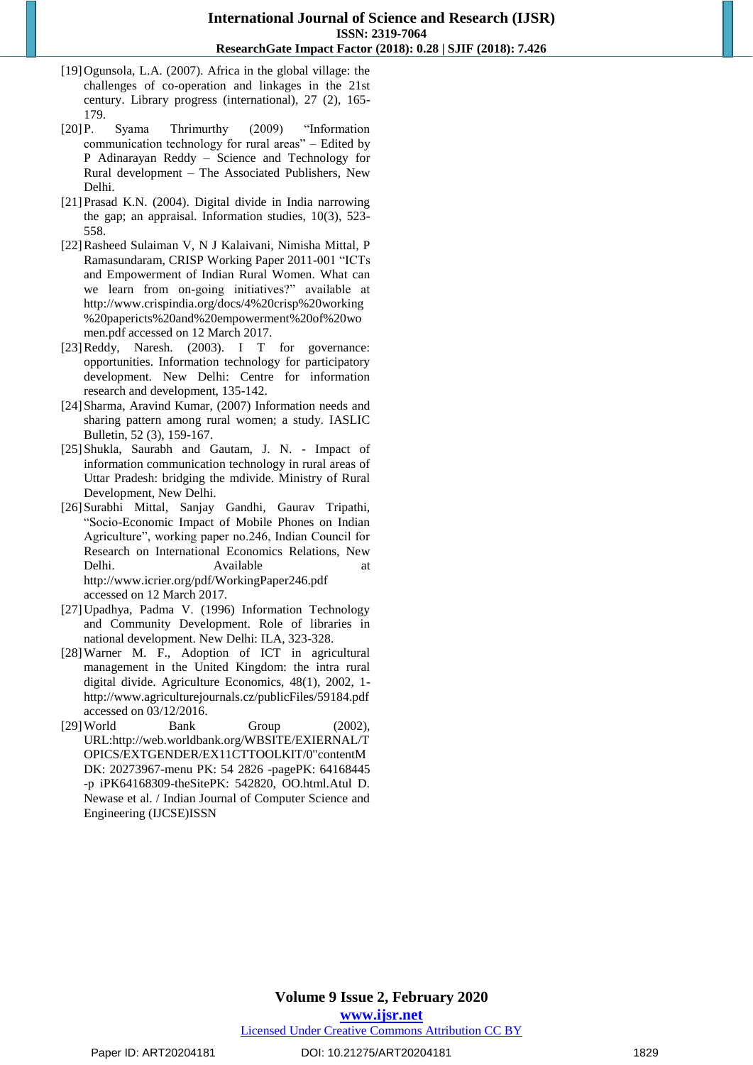[19] Ogunsola, L.A. (2007). Africa in the global village: the challenges of co-operation and linkages in the 21st century. Library progress (international), 27 (2), 165-179.

[20] P. Syama Thrimurthy (2009) "Information communication technology for rural areas" – Edited by P Adinarayan Reddy – Science and Technology for Rural development – The Associated Publishers, New Delhi.

[21] Prasad K.N. (2004). Digital divide in India narrowing the gap; an appraisal. Information studies, 10(3), 523-558.

[22] Rasheed Sulaiman V, N J Kalaivani, Nimisha Mittal, P Ramasundaram, CRISP Working Paper 2011-001 "ICTs and Empowerment of Indian Rural Women. What can we learn from on-going initiatives?" available at http://www.crispindia.org/docs/4%20crisp%20working%20papericts%20and%20empowerment%20of%20women.pdf accessed on 12 March 2017.

[23] Reddy, Naresh. (2003). I T for governance: opportunities. Information technology for participatory development. New Delhi: Centre for information research and development, 135-142.

[24] Sharma, Aravind Kumar, (2007) Information needs and sharing pattern among rural women; a study. IASLIC Bulletin, 52 (3), 159-167.

[25] Shukla, Saurabh and Gautam, J. N. - Impact of information communication technology in rural areas of Uttar Pradesh: bridging the mdivide. Ministry of Rural Development, New Delhi.

[26] Surabhi Mittal, Sanjay Gandhi, Gaurav Tripathi, "Socio-Economic Impact of Mobile Phones on Indian Agriculture", working paper no.246, Indian Council for Research on International Economics Relations, New Delhi. Available at http://www.icrier.org/pdf/WorkingPaper246.pdf accessed on 12 March 2017.

[27] Upadhya, Padma V. (1996) Information Technology and Community Development. Role of libraries in national development. New Delhi: ILA, 323-328.

[28] Warner M. F., Adoption of ICT in agricultural management in the United Kingdom: the intra rural digital divide. Agriculture Economics, 48(1), 2002, 1-http://www.agriculturejournals.cz/publicFiles/59184.pdf accessed on 03/12/2016.

[29] World Bank Group (2002), URL:http://web.worldbank.org/WBSITE/EXIERNAL/TOPICS/EXTGENDER/EX11CTTOOLKIT/0"contentMDK: 20273967-menu PK: 54 2826 -pagePK: 64168445 -p iPK64168309-theSitePK: 542820, OO.html.Atul D. Newase et al. / Indian Journal of Computer Science and Engineering (IJCSE)ISSN